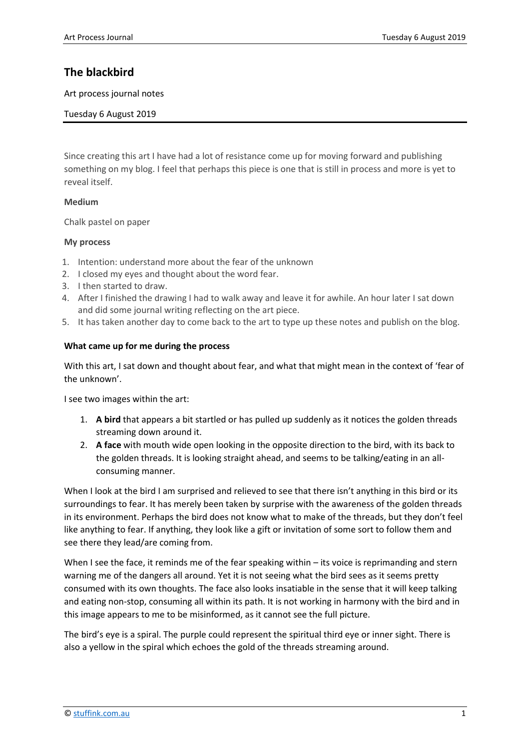# The blackbird

Art process journal notes

Tuesday 6 August 2019

Since creating this art I have had a lot of resistance come up for moving forward and publishing something on my blog. I feel that perhaps this piece is one that is still in process and more is yet to reveal itself.

**Medium**

Chalk pastel on paper

**My process**

1. Intention: understand more about the fear of the unknown
2. I closed my eyes and thought about the word fear.
3. I then started to draw.
4. After I finished the drawing I had to walk away and leave it for awhile. An hour later I sat down and did some journal writing reflecting on the art piece.
5. It has taken another day to come back to the art to type up these notes and publish on the blog.

**What came up for me during the process**

With this art, I sat down and thought about fear, and what that might mean in the context of 'fear of the unknown'.

I see two images within the art:

1. **A bird** that appears a bit startled or has pulled up suddenly as it notices the golden threads streaming down around it.
2. **A face** with mouth wide open looking in the opposite direction to the bird, with its back to the golden threads. It is looking straight ahead, and seems to be talking/eating in an all-consuming manner.

When I look at the bird I am surprised and relieved to see that there isn't anything in this bird or its surroundings to fear. It has merely been taken by surprise with the awareness of the golden threads in its environment. Perhaps the bird does not know what to make of the threads, but they don't feel like anything to fear. If anything, they look like a gift or invitation of some sort to follow them and see there they lead/are coming from.

When I see the face, it reminds me of the fear speaking within – its voice is reprimanding and stern warning me of the dangers all around. Yet it is not seeing what the bird sees as it seems pretty consumed with its own thoughts. The face also looks insatiable in the sense that it will keep talking and eating non-stop, consuming all within its path. It is not working in harmony with the bird and in this image appears to me to be misinformed, as it cannot see the full picture.

The bird's eye is a spiral. The purple could represent the spiritual third eye or inner sight. There is also a yellow in the spiral which echoes the gold of the threads streaming around.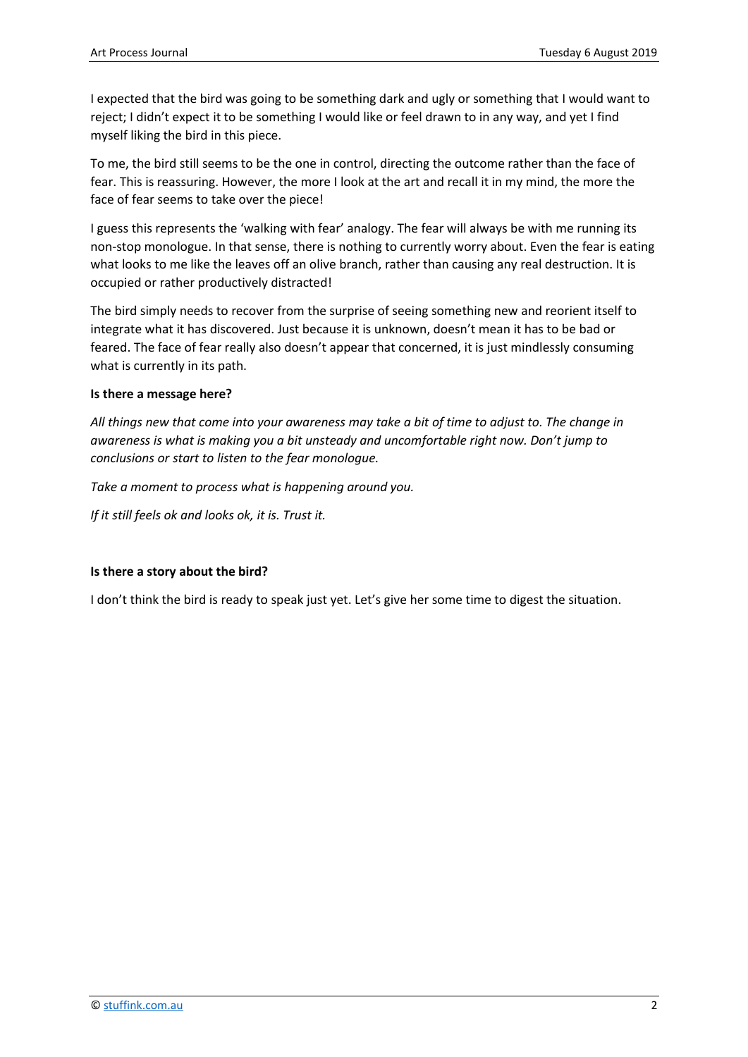I expected that the bird was going to be something dark and ugly or something that I would want to reject; I didn't expect it to be something I would like or feel drawn to in any way, and yet I find myself liking the bird in this piece.

To me, the bird still seems to be the one in control, directing the outcome rather than the face of fear. This is reassuring. However, the more I look at the art and recall it in my mind, the more the face of fear seems to take over the piece!

I guess this represents the 'walking with fear' analogy. The fear will always be with me running its non-stop monologue. In that sense, there is nothing to currently worry about. Even the fear is eating what looks to me like the leaves off an olive branch, rather than causing any real destruction. It is occupied or rather productively distracted!

The bird simply needs to recover from the surprise of seeing something new and reorient itself to integrate what it has discovered. Just because it is unknown, doesn't mean it has to be bad or feared. The face of fear really also doesn't appear that concerned, it is just mindlessly consuming what is currently in its path.

**Is there a message here?**

*All things new that come into your awareness may take a bit of time to adjust to. The change in awareness is what is making you a bit unsteady and uncomfortable right now. Don't jump to conclusions or start to listen to the fear monologue.*

*Take a moment to process what is happening around you.*

*If it still feels ok and looks ok, it is. Trust it.*

**Is there a story about the bird?**

I don't think the bird is ready to speak just yet. Let's give her some time to digest the situation.